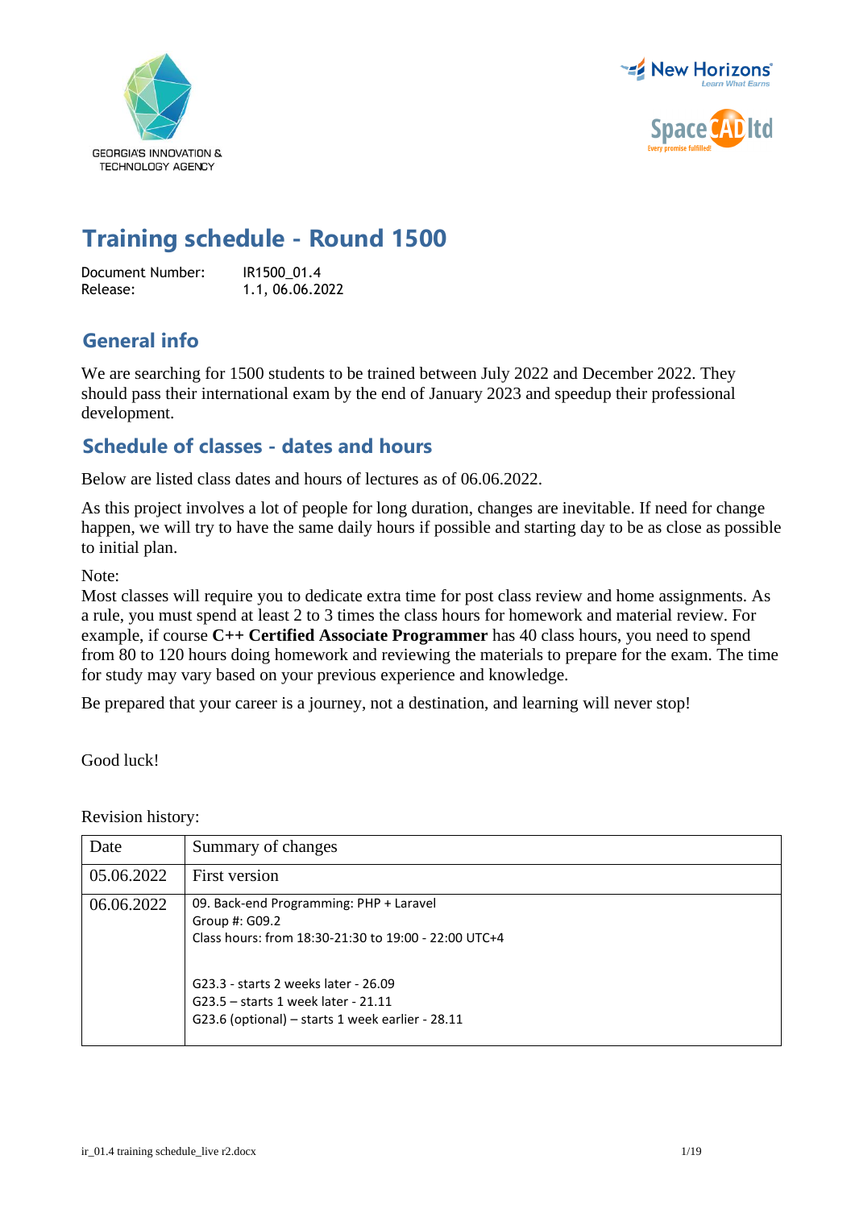GEORGIA'S INNOVATION & TECHNOLOGY AGENCY

New Horizons Learn What Earns

SpaceCADltd Every promise fulfilled!

# Training schedule - Round 1500

Document Number: IR1500_01.4
Release: 1.1, 06.06.2022

## General info

We are searching for 1500 students to be trained between July 2022 and December 2022. They should pass their international exam by the end of January 2023 and speedup their professional development.

## Schedule of classes - dates and hours

Below are listed class dates and hours of lectures as of 06.06.2022.

As this project involves a lot of people for long duration, changes are inevitable. If need for change happen, we will try to have the same daily hours if possible and starting day to be as close as possible to initial plan.

Note:
Most classes will require you to dedicate extra time for post class review and home assignments. As a rule, you must spend at least 2 to 3 times the class hours for homework and material review. For example, if course **C++ Certified Associate Programmer** has 40 class hours, you need to spend from 80 to 120 hours doing homework and reviewing the materials to prepare for the exam. The time for study may vary based on your previous experience and knowledge.

Be prepared that your career is a journey, not a destination, and learning will never stop!

Good luck!

Revision history:

| Date | Summary of changes |
|---|---|
| 05.06.2022 | First version |
| 06.06.2022 | 09. Back-end Programming: PHP + Laravel<br>Group #: G09.2<br>Class hours: from 18:30-21:30 to 19:00 - 22:00 UTC+4<br><br>G23.3 - starts 2 weeks later - 26.09<br>G23.5 – starts 1 week later - 21.11<br>G23.6 (optional) – starts 1 week earlier - 28.11 |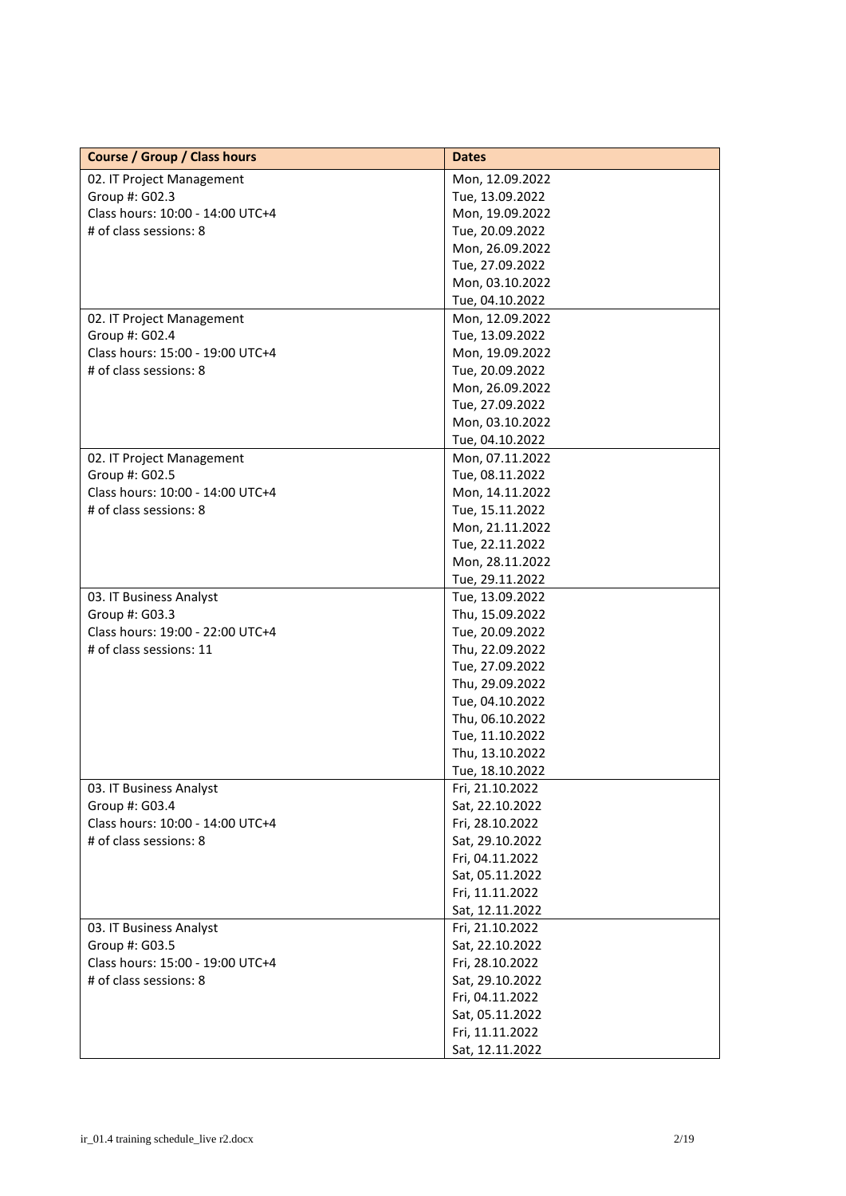| Course / Group / Class hours | Dates |
|---|---|
| 02. IT Project Management<br>Group #: G02.3<br>Class hours: 10:00 - 14:00 UTC+4<br># of class sessions: 8 | Mon, 12.09.2022<br>Tue, 13.09.2022<br>Mon, 19.09.2022<br>Tue, 20.09.2022<br>Mon, 26.09.2022<br>Tue, 27.09.2022<br>Mon, 03.10.2022<br>Tue, 04.10.2022 |
| 02. IT Project Management<br>Group #: G02.4<br>Class hours: 15:00 - 19:00 UTC+4<br># of class sessions: 8 | Mon, 12.09.2022<br>Tue, 13.09.2022<br>Mon, 19.09.2022<br>Tue, 20.09.2022<br>Mon, 26.09.2022<br>Tue, 27.09.2022<br>Mon, 03.10.2022<br>Tue, 04.10.2022 |
| 02. IT Project Management<br>Group #: G02.5<br>Class hours: 10:00 - 14:00 UTC+4<br># of class sessions: 8 | Mon, 07.11.2022<br>Tue, 08.11.2022<br>Mon, 14.11.2022<br>Tue, 15.11.2022<br>Mon, 21.11.2022<br>Tue, 22.11.2022<br>Mon, 28.11.2022<br>Tue, 29.11.2022 |
| 03. IT Business Analyst<br>Group #: G03.3<br>Class hours: 19:00 - 22:00 UTC+4<br># of class sessions: 11 | Tue, 13.09.2022<br>Thu, 15.09.2022<br>Tue, 20.09.2022<br>Thu, 22.09.2022<br>Tue, 27.09.2022<br>Thu, 29.09.2022<br>Tue, 04.10.2022<br>Thu, 06.10.2022<br>Tue, 11.10.2022<br>Thu, 13.10.2022<br>Tue, 18.10.2022 |
| 03. IT Business Analyst<br>Group #: G03.4<br>Class hours: 10:00 - 14:00 UTC+4<br># of class sessions: 8 | Fri, 21.10.2022<br>Sat, 22.10.2022<br>Fri, 28.10.2022<br>Sat, 29.10.2022<br>Fri, 04.11.2022<br>Sat, 05.11.2022<br>Fri, 11.11.2022<br>Sat, 12.11.2022 |
| 03. IT Business Analyst<br>Group #: G03.5<br>Class hours: 15:00 - 19:00 UTC+4<br># of class sessions: 8 | Fri, 21.10.2022<br>Sat, 22.10.2022<br>Fri, 28.10.2022<br>Sat, 29.10.2022<br>Fri, 04.11.2022<br>Sat, 05.11.2022<br>Fri, 11.11.2022<br>Sat, 12.11.2022 |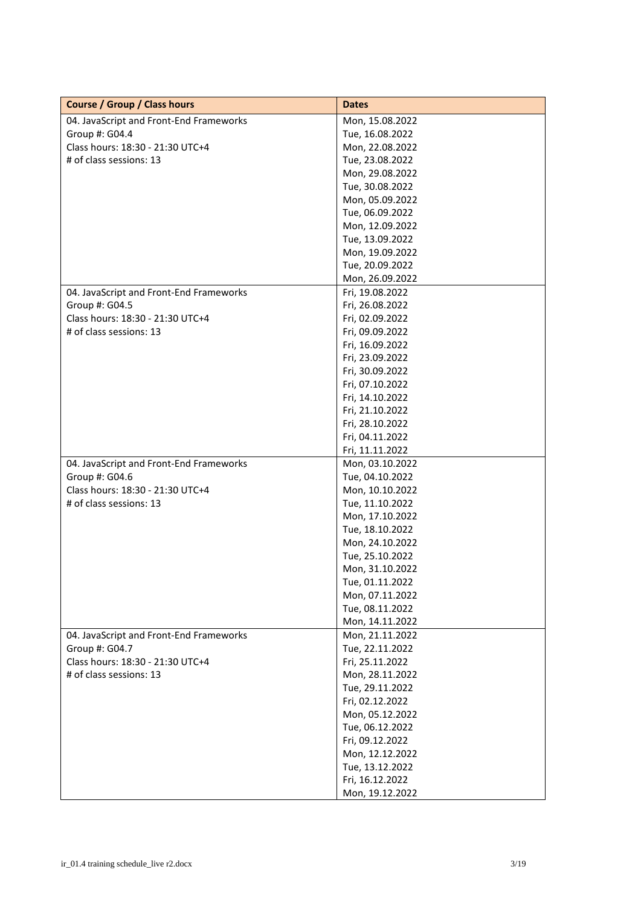| Course / Group / Class hours | Dates |
| --- | --- |
| 04. JavaScript and Front-End Frameworks<br>Group #: G04.4<br>Class hours: 18:30 - 21:30 UTC+4<br># of class sessions: 13 | Mon, 15.08.2022<br>Tue, 16.08.2022<br>Mon, 22.08.2022<br>Tue, 23.08.2022<br>Mon, 29.08.2022<br>Tue, 30.08.2022<br>Mon, 05.09.2022<br>Tue, 06.09.2022<br>Mon, 12.09.2022<br>Tue, 13.09.2022<br>Mon, 19.09.2022<br>Tue, 20.09.2022<br>Mon, 26.09.2022 |
| 04. JavaScript and Front-End Frameworks<br>Group #: G04.5<br>Class hours: 18:30 - 21:30 UTC+4<br># of class sessions: 13 | Fri, 19.08.2022<br>Fri, 26.08.2022<br>Fri, 02.09.2022<br>Fri, 09.09.2022<br>Fri, 16.09.2022<br>Fri, 23.09.2022<br>Fri, 30.09.2022<br>Fri, 07.10.2022<br>Fri, 14.10.2022<br>Fri, 21.10.2022<br>Fri, 28.10.2022<br>Fri, 04.11.2022<br>Fri, 11.11.2022 |
| 04. JavaScript and Front-End Frameworks<br>Group #: G04.6<br>Class hours: 18:30 - 21:30 UTC+4<br># of class sessions: 13 | Mon, 03.10.2022<br>Tue, 04.10.2022<br>Mon, 10.10.2022<br>Tue, 11.10.2022<br>Mon, 17.10.2022<br>Tue, 18.10.2022<br>Mon, 24.10.2022<br>Tue, 25.10.2022<br>Mon, 31.10.2022<br>Tue, 01.11.2022<br>Mon, 07.11.2022<br>Tue, 08.11.2022<br>Mon, 14.11.2022 |
| 04. JavaScript and Front-End Frameworks<br>Group #: G04.7<br>Class hours: 18:30 - 21:30 UTC+4<br># of class sessions: 13 | Mon, 21.11.2022<br>Tue, 22.11.2022<br>Fri, 25.11.2022<br>Mon, 28.11.2022<br>Tue, 29.11.2022<br>Fri, 02.12.2022<br>Mon, 05.12.2022<br>Tue, 06.12.2022<br>Fri, 09.12.2022<br>Mon, 12.12.2022<br>Tue, 13.12.2022<br>Fri, 16.12.2022<br>Mon, 19.12.2022 |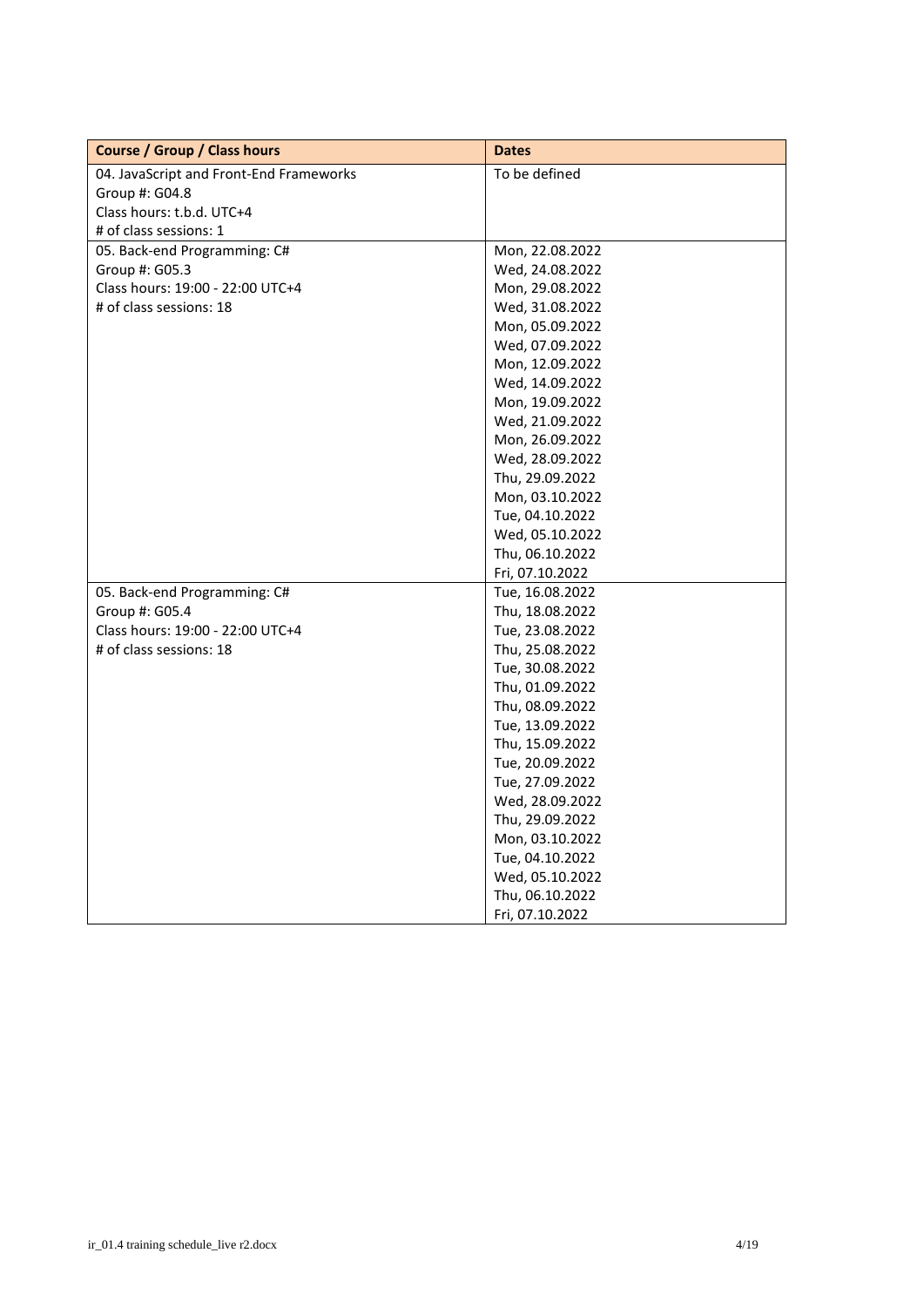| Course / Group / Class hours | Dates |
|---|---|
| 04. JavaScript and Front-End Frameworks<br>Group #: G04.8<br>Class hours: t.b.d. UTC+4<br># of class sessions: 1 | To be defined |
| 05. Back-end Programming: C#<br>Group #: G05.3<br>Class hours: 19:00 - 22:00 UTC+4<br># of class sessions: 18 | Mon, 22.08.2022<br>Wed, 24.08.2022<br>Mon, 29.08.2022<br>Wed, 31.08.2022<br>Mon, 05.09.2022<br>Wed, 07.09.2022<br>Mon, 12.09.2022<br>Wed, 14.09.2022<br>Mon, 19.09.2022<br>Wed, 21.09.2022<br>Mon, 26.09.2022<br>Wed, 28.09.2022<br>Thu, 29.09.2022<br>Mon, 03.10.2022<br>Tue, 04.10.2022<br>Wed, 05.10.2022<br>Thu, 06.10.2022<br>Fri, 07.10.2022 |
| 05. Back-end Programming: C#<br>Group #: G05.4<br>Class hours: 19:00 - 22:00 UTC+4<br># of class sessions: 18 | Tue, 16.08.2022<br>Thu, 18.08.2022<br>Tue, 23.08.2022<br>Thu, 25.08.2022<br>Tue, 30.08.2022<br>Thu, 01.09.2022<br>Thu, 08.09.2022<br>Tue, 13.09.2022<br>Thu, 15.09.2022<br>Tue, 20.09.2022<br>Tue, 27.09.2022<br>Wed, 28.09.2022<br>Thu, 29.09.2022<br>Mon, 03.10.2022<br>Tue, 04.10.2022<br>Wed, 05.10.2022<br>Thu, 06.10.2022<br>Fri, 07.10.2022 |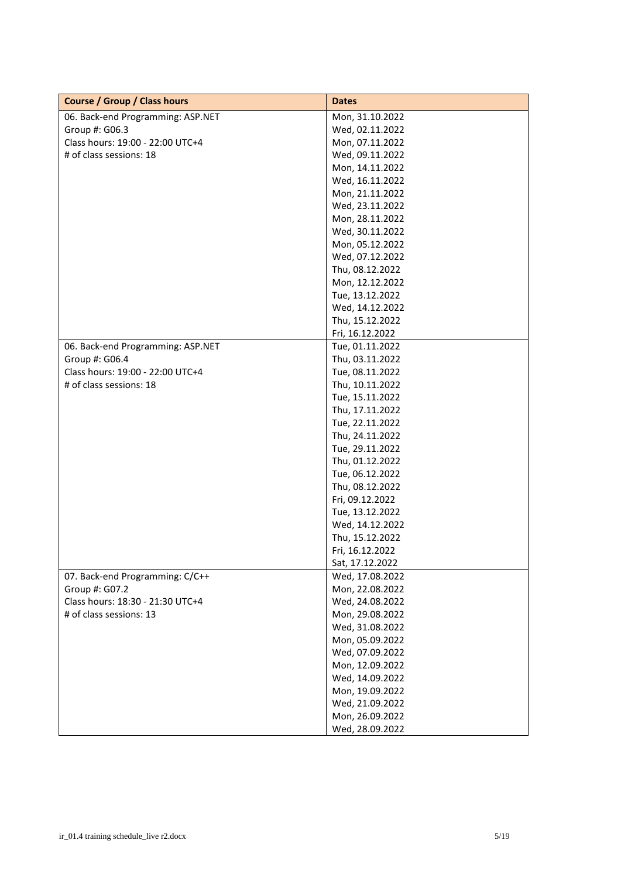| Course / Group / Class hours | Dates |
|---|---|
| 06. Back-end Programming: ASP.NET<br>Group #: G06.3<br>Class hours: 19:00 - 22:00 UTC+4<br># of class sessions: 18 | Mon, 31.10.2022<br>Wed, 02.11.2022<br>Mon, 07.11.2022<br>Wed, 09.11.2022<br>Mon, 14.11.2022<br>Wed, 16.11.2022<br>Mon, 21.11.2022<br>Wed, 23.11.2022<br>Mon, 28.11.2022<br>Wed, 30.11.2022<br>Mon, 05.12.2022<br>Wed, 07.12.2022<br>Thu, 08.12.2022<br>Mon, 12.12.2022<br>Tue, 13.12.2022<br>Wed, 14.12.2022<br>Thu, 15.12.2022<br>Fri, 16.12.2022 |
| 06. Back-end Programming: ASP.NET<br>Group #: G06.4<br>Class hours: 19:00 - 22:00 UTC+4<br># of class sessions: 18 | Tue, 01.11.2022<br>Thu, 03.11.2022<br>Tue, 08.11.2022<br>Thu, 10.11.2022<br>Tue, 15.11.2022<br>Thu, 17.11.2022<br>Tue, 22.11.2022<br>Thu, 24.11.2022<br>Tue, 29.11.2022<br>Thu, 01.12.2022<br>Tue, 06.12.2022<br>Thu, 08.12.2022<br>Fri, 09.12.2022<br>Tue, 13.12.2022<br>Wed, 14.12.2022<br>Thu, 15.12.2022<br>Fri, 16.12.2022<br>Sat, 17.12.2022 |
| 07. Back-end Programming: C/C++<br>Group #: G07.2<br>Class hours: 18:30 - 21:30 UTC+4<br># of class sessions: 13 | Wed, 17.08.2022<br>Mon, 22.08.2022<br>Wed, 24.08.2022<br>Mon, 29.08.2022<br>Wed, 31.08.2022<br>Mon, 05.09.2022<br>Wed, 07.09.2022<br>Mon, 12.09.2022<br>Wed, 14.09.2022<br>Mon, 19.09.2022<br>Wed, 21.09.2022<br>Mon, 26.09.2022<br>Wed, 28.09.2022 |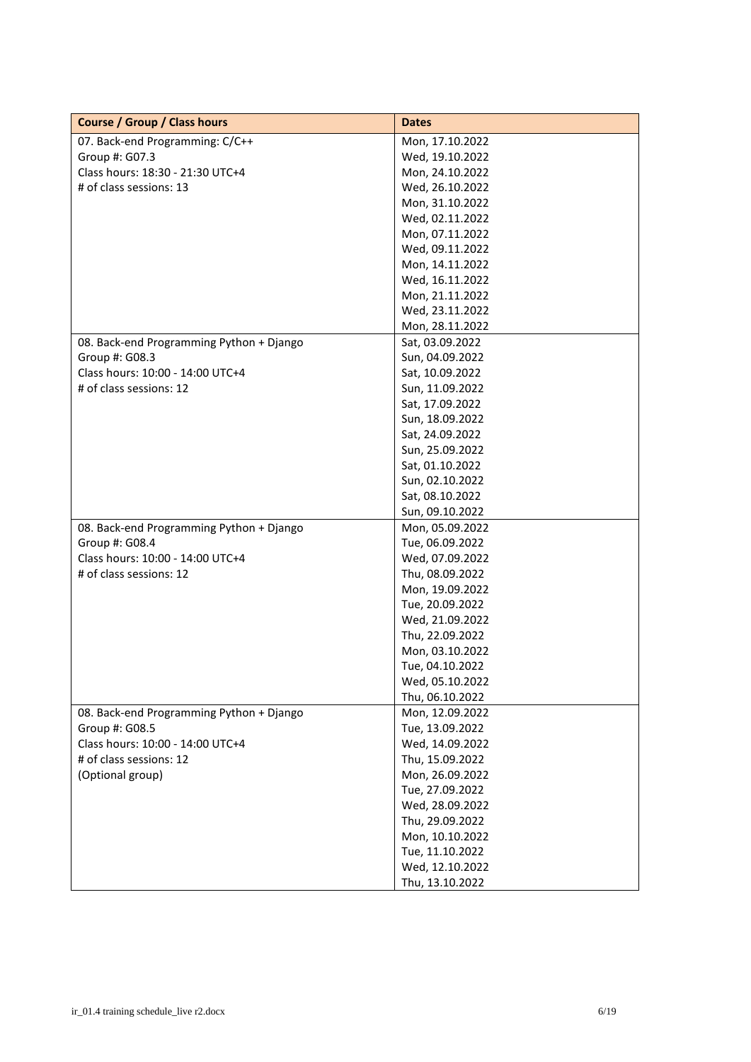| Course / Group / Class hours | Dates |
| --- | --- |
| 07. Back-end Programming: C/C++<br>Group #: G07.3<br>Class hours: 18:30 - 21:30 UTC+4<br># of class sessions: 13 | Mon, 17.10.2022<br>Wed, 19.10.2022<br>Mon, 24.10.2022<br>Wed, 26.10.2022<br>Mon, 31.10.2022<br>Wed, 02.11.2022<br>Mon, 07.11.2022<br>Wed, 09.11.2022<br>Mon, 14.11.2022<br>Wed, 16.11.2022<br>Mon, 21.11.2022<br>Wed, 23.11.2022<br>Mon, 28.11.2022 |
| 08. Back-end Programming Python + Django<br>Group #: G08.3<br>Class hours: 10:00 - 14:00 UTC+4<br># of class sessions: 12 | Sat, 03.09.2022<br>Sun, 04.09.2022<br>Sat, 10.09.2022<br>Sun, 11.09.2022<br>Sat, 17.09.2022<br>Sun, 18.09.2022<br>Sat, 24.09.2022<br>Sun, 25.09.2022<br>Sat, 01.10.2022<br>Sun, 02.10.2022<br>Sat, 08.10.2022<br>Sun, 09.10.2022 |
| 08. Back-end Programming Python + Django<br>Group #: G08.4<br>Class hours: 10:00 - 14:00 UTC+4<br># of class sessions: 12 | Mon, 05.09.2022<br>Tue, 06.09.2022<br>Wed, 07.09.2022<br>Thu, 08.09.2022<br>Mon, 19.09.2022<br>Tue, 20.09.2022<br>Wed, 21.09.2022<br>Thu, 22.09.2022<br>Mon, 03.10.2022<br>Tue, 04.10.2022<br>Wed, 05.10.2022<br>Thu, 06.10.2022 |
| 08. Back-end Programming Python + Django<br>Group #: G08.5<br>Class hours: 10:00 - 14:00 UTC+4<br># of class sessions: 12<br>(Optional group) | Mon, 12.09.2022<br>Tue, 13.09.2022<br>Wed, 14.09.2022<br>Thu, 15.09.2022<br>Mon, 26.09.2022<br>Tue, 27.09.2022<br>Wed, 28.09.2022<br>Thu, 29.09.2022<br>Mon, 10.10.2022<br>Tue, 11.10.2022<br>Wed, 12.10.2022<br>Thu, 13.10.2022 |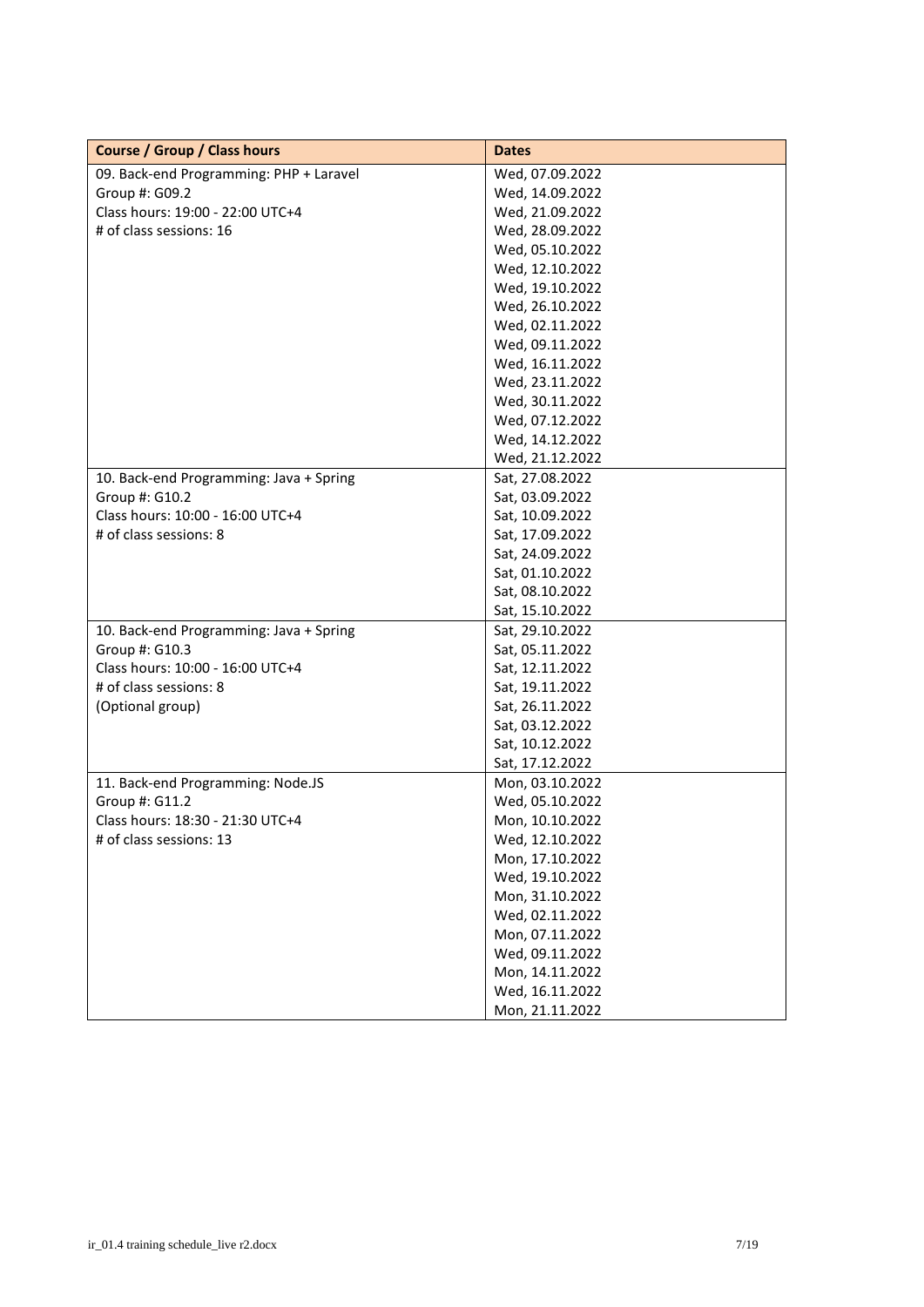| Course / Group / Class hours | Dates |
|---|---|
| 09. Back-end Programming: PHP + Laravel<br>Group #: G09.2<br>Class hours: 19:00 - 22:00 UTC+4<br># of class sessions: 16 | Wed, 07.09.2022<br>Wed, 14.09.2022<br>Wed, 21.09.2022<br>Wed, 28.09.2022<br>Wed, 05.10.2022<br>Wed, 12.10.2022<br>Wed, 19.10.2022<br>Wed, 26.10.2022<br>Wed, 02.11.2022<br>Wed, 09.11.2022<br>Wed, 16.11.2022<br>Wed, 23.11.2022<br>Wed, 30.11.2022<br>Wed, 07.12.2022<br>Wed, 14.12.2022<br>Wed, 21.12.2022 |
| 10. Back-end Programming: Java + Spring<br>Group #: G10.2<br>Class hours: 10:00 - 16:00 UTC+4<br># of class sessions: 8 | Sat, 27.08.2022<br>Sat, 03.09.2022<br>Sat, 10.09.2022<br>Sat, 17.09.2022<br>Sat, 24.09.2022<br>Sat, 01.10.2022<br>Sat, 08.10.2022<br>Sat, 15.10.2022 |
| 10. Back-end Programming: Java + Spring<br>Group #: G10.3<br>Class hours: 10:00 - 16:00 UTC+4<br># of class sessions: 8<br>(Optional group) | Sat, 29.10.2022<br>Sat, 05.11.2022<br>Sat, 12.11.2022<br>Sat, 19.11.2022<br>Sat, 26.11.2022<br>Sat, 03.12.2022<br>Sat, 10.12.2022<br>Sat, 17.12.2022 |
| 11. Back-end Programming: Node.JS<br>Group #: G11.2<br>Class hours: 18:30 - 21:30 UTC+4<br># of class sessions: 13 | Mon, 03.10.2022<br>Wed, 05.10.2022<br>Mon, 10.10.2022<br>Wed, 12.10.2022<br>Mon, 17.10.2022<br>Wed, 19.10.2022<br>Mon, 31.10.2022<br>Wed, 02.11.2022<br>Mon, 07.11.2022<br>Wed, 09.11.2022<br>Mon, 14.11.2022<br>Wed, 16.11.2022<br>Mon, 21.11.2022 |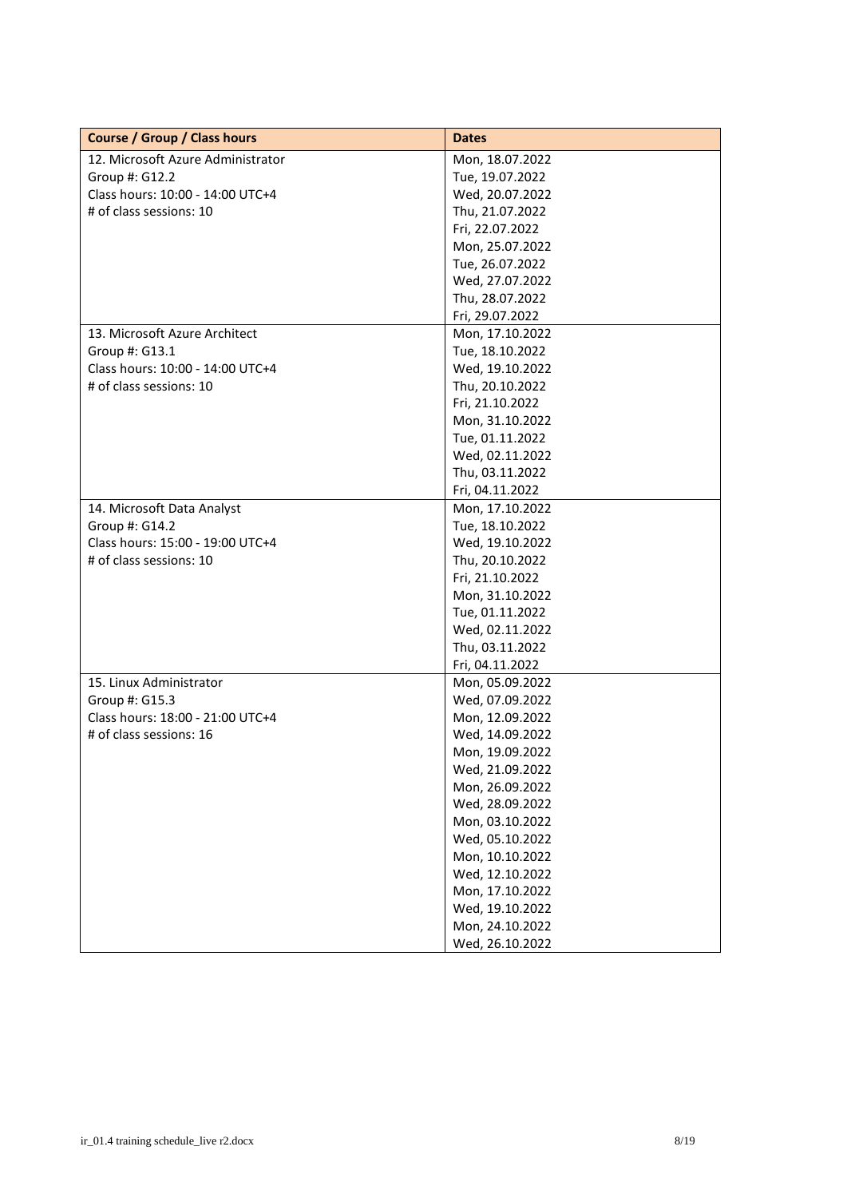| Course / Group / Class hours | Dates |
| --- | --- |
| 12. Microsoft Azure Administrator<br>Group #: G12.2<br>Class hours: 10:00 - 14:00 UTC+4<br># of class sessions: 10 | Mon, 18.07.2022<br>Tue, 19.07.2022<br>Wed, 20.07.2022<br>Thu, 21.07.2022<br>Fri, 22.07.2022<br>Mon, 25.07.2022<br>Tue, 26.07.2022<br>Wed, 27.07.2022<br>Thu, 28.07.2022<br>Fri, 29.07.2022 |
| 13. Microsoft Azure Architect<br>Group #: G13.1<br>Class hours: 10:00 - 14:00 UTC+4<br># of class sessions: 10 | Mon, 17.10.2022<br>Tue, 18.10.2022<br>Wed, 19.10.2022<br>Thu, 20.10.2022<br>Fri, 21.10.2022<br>Mon, 31.10.2022<br>Tue, 01.11.2022<br>Wed, 02.11.2022<br>Thu, 03.11.2022<br>Fri, 04.11.2022 |
| 14. Microsoft Data Analyst<br>Group #: G14.2<br>Class hours: 15:00 - 19:00 UTC+4<br># of class sessions: 10 | Mon, 17.10.2022<br>Tue, 18.10.2022<br>Wed, 19.10.2022<br>Thu, 20.10.2022<br>Fri, 21.10.2022<br>Mon, 31.10.2022<br>Tue, 01.11.2022<br>Wed, 02.11.2022<br>Thu, 03.11.2022<br>Fri, 04.11.2022 |
| 15. Linux Administrator<br>Group #: G15.3<br>Class hours: 18:00 - 21:00 UTC+4<br># of class sessions: 16 | Mon, 05.09.2022<br>Wed, 07.09.2022<br>Mon, 12.09.2022<br>Wed, 14.09.2022<br>Mon, 19.09.2022<br>Wed, 21.09.2022<br>Mon, 26.09.2022<br>Wed, 28.09.2022<br>Mon, 03.10.2022<br>Wed, 05.10.2022<br>Mon, 10.10.2022<br>Wed, 12.10.2022<br>Mon, 17.10.2022<br>Wed, 19.10.2022<br>Mon, 24.10.2022<br>Wed, 26.10.2022 |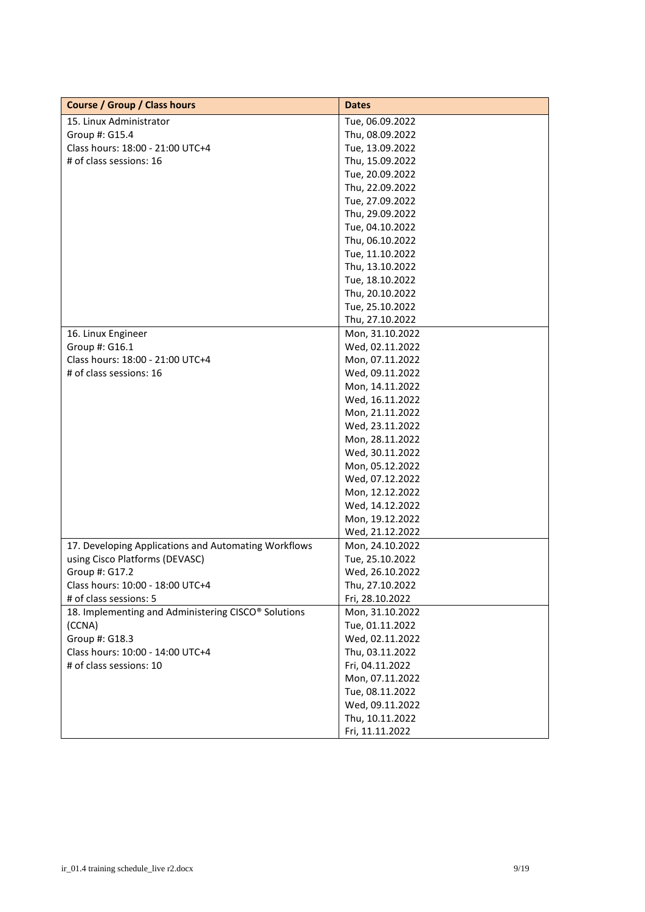| Course / Group / Class hours | Dates |
|---|---|
| 15. Linux Administrator<br>Group #: G15.4<br>Class hours: 18:00 - 21:00 UTC+4<br># of class sessions: 16 | Tue, 06.09.2022<br>Thu, 08.09.2022<br>Tue, 13.09.2022<br>Thu, 15.09.2022<br>Tue, 20.09.2022<br>Thu, 22.09.2022<br>Tue, 27.09.2022<br>Thu, 29.09.2022<br>Tue, 04.10.2022<br>Thu, 06.10.2022<br>Tue, 11.10.2022<br>Thu, 13.10.2022<br>Tue, 18.10.2022<br>Thu, 20.10.2022<br>Tue, 25.10.2022<br>Thu, 27.10.2022 |
| 16. Linux Engineer<br>Group #: G16.1<br>Class hours: 18:00 - 21:00 UTC+4<br># of class sessions: 16 | Mon, 31.10.2022<br>Wed, 02.11.2022<br>Mon, 07.11.2022<br>Wed, 09.11.2022<br>Mon, 14.11.2022<br>Wed, 16.11.2022<br>Mon, 21.11.2022<br>Wed, 23.11.2022<br>Mon, 28.11.2022<br>Wed, 30.11.2022<br>Mon, 05.12.2022<br>Wed, 07.12.2022<br>Mon, 12.12.2022<br>Wed, 14.12.2022<br>Mon, 19.12.2022<br>Wed, 21.12.2022 |
| 17. Developing Applications and Automating Workflows using Cisco Platforms (DEVASC)<br>Group #: G17.2<br>Class hours: 10:00 - 18:00 UTC+4<br># of class sessions: 5 | Mon, 24.10.2022<br>Tue, 25.10.2022<br>Wed, 26.10.2022<br>Thu, 27.10.2022<br>Fri, 28.10.2022 |
| 18. Implementing and Administering CISCO® Solutions (CCNA)<br>Group #: G18.3<br>Class hours: 10:00 - 14:00 UTC+4<br># of class sessions: 10 | Mon, 31.10.2022<br>Tue, 01.11.2022<br>Wed, 02.11.2022<br>Thu, 03.11.2022<br>Fri, 04.11.2022<br>Mon, 07.11.2022<br>Tue, 08.11.2022<br>Wed, 09.11.2022<br>Thu, 10.11.2022<br>Fri, 11.11.2022 |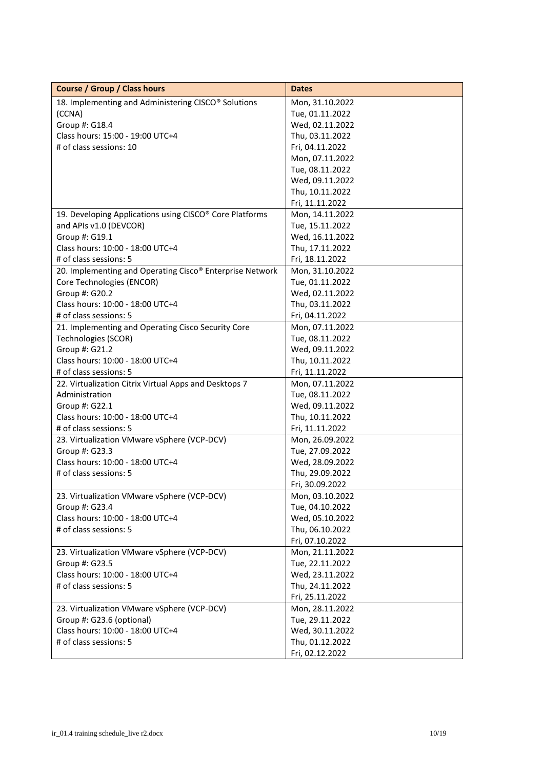| Course / Group / Class hours | Dates |
| --- | --- |
| 18. Implementing and Administering CISCO® Solutions (CCNA)<br>Group #: G18.4<br>Class hours: 15:00 - 19:00 UTC+4<br># of class sessions: 10 | Mon, 31.10.2022<br>Tue, 01.11.2022<br>Wed, 02.11.2022<br>Thu, 03.11.2022<br>Fri, 04.11.2022<br>Mon, 07.11.2022<br>Tue, 08.11.2022<br>Wed, 09.11.2022<br>Thu, 10.11.2022<br>Fri, 11.11.2022 |
| 19. Developing Applications using CISCO® Core Platforms and APIs v1.0 (DEVCOR)<br>Group #: G19.1<br>Class hours: 10:00 - 18:00 UTC+4<br># of class sessions: 5 | Mon, 14.11.2022<br>Tue, 15.11.2022<br>Wed, 16.11.2022<br>Thu, 17.11.2022<br>Fri, 18.11.2022 |
| 20. Implementing and Operating Cisco® Enterprise Network Core Technologies (ENCOR)<br>Group #: G20.2<br>Class hours: 10:00 - 18:00 UTC+4<br># of class sessions: 5 | Mon, 31.10.2022<br>Tue, 01.11.2022<br>Wed, 02.11.2022<br>Thu, 03.11.2022<br>Fri, 04.11.2022 |
| 21. Implementing and Operating Cisco Security Core Technologies (SCOR)<br>Group #: G21.2<br>Class hours: 10:00 - 18:00 UTC+4<br># of class sessions: 5 | Mon, 07.11.2022<br>Tue, 08.11.2022<br>Wed, 09.11.2022<br>Thu, 10.11.2022<br>Fri, 11.11.2022 |
| 22. Virtualization Citrix Virtual Apps and Desktops 7 Administration<br>Group #: G22.1<br>Class hours: 10:00 - 18:00 UTC+4<br># of class sessions: 5 | Mon, 07.11.2022<br>Tue, 08.11.2022<br>Wed, 09.11.2022<br>Thu, 10.11.2022<br>Fri, 11.11.2022 |
| 23. Virtualization VMware vSphere (VCP-DCV)<br>Group #: G23.3<br>Class hours: 10:00 - 18:00 UTC+4<br># of class sessions: 5 | Mon, 26.09.2022<br>Tue, 27.09.2022<br>Wed, 28.09.2022<br>Thu, 29.09.2022<br>Fri, 30.09.2022 |
| 23. Virtualization VMware vSphere (VCP-DCV)<br>Group #: G23.4<br>Class hours: 10:00 - 18:00 UTC+4<br># of class sessions: 5 | Mon, 03.10.2022<br>Tue, 04.10.2022<br>Wed, 05.10.2022<br>Thu, 06.10.2022<br>Fri, 07.10.2022 |
| 23. Virtualization VMware vSphere (VCP-DCV)<br>Group #: G23.5<br>Class hours: 10:00 - 18:00 UTC+4<br># of class sessions: 5 | Mon, 21.11.2022<br>Tue, 22.11.2022<br>Wed, 23.11.2022<br>Thu, 24.11.2022<br>Fri, 25.11.2022 |
| 23. Virtualization VMware vSphere (VCP-DCV)<br>Group #: G23.6 (optional)<br>Class hours: 10:00 - 18:00 UTC+4<br># of class sessions: 5 | Mon, 28.11.2022<br>Tue, 29.11.2022<br>Wed, 30.11.2022<br>Thu, 01.12.2022<br>Fri, 02.12.2022 |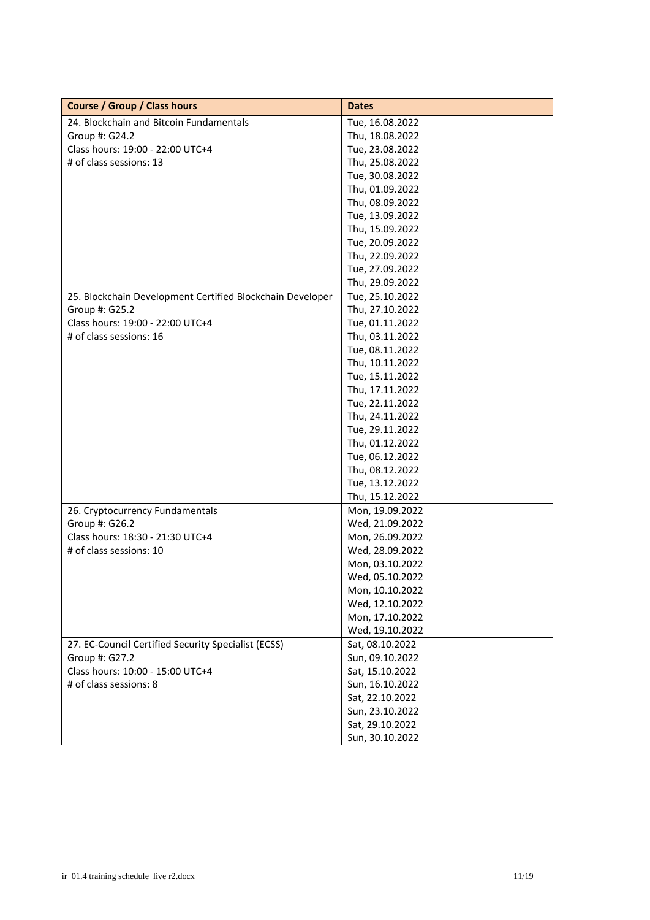| Course / Group / Class hours | Dates |
|---|---|
| 24. Blockchain and Bitcoin Fundamentals<br>Group #: G24.2<br>Class hours: 19:00 - 22:00 UTC+4<br># of class sessions: 13 | Tue, 16.08.2022<br>Thu, 18.08.2022<br>Tue, 23.08.2022<br>Thu, 25.08.2022<br>Tue, 30.08.2022<br>Thu, 01.09.2022<br>Thu, 08.09.2022<br>Tue, 13.09.2022<br>Thu, 15.09.2022<br>Tue, 20.09.2022<br>Thu, 22.09.2022<br>Tue, 27.09.2022<br>Thu, 29.09.2022 |
| 25. Blockchain Development Certified Blockchain Developer<br>Group #: G25.2<br>Class hours: 19:00 - 22:00 UTC+4<br># of class sessions: 16 | Tue, 25.10.2022<br>Thu, 27.10.2022<br>Tue, 01.11.2022<br>Thu, 03.11.2022<br>Tue, 08.11.2022<br>Thu, 10.11.2022<br>Tue, 15.11.2022<br>Thu, 17.11.2022<br>Tue, 22.11.2022<br>Thu, 24.11.2022<br>Tue, 29.11.2022<br>Thu, 01.12.2022<br>Tue, 06.12.2022<br>Thu, 08.12.2022<br>Tue, 13.12.2022<br>Thu, 15.12.2022 |
| 26. Cryptocurrency Fundamentals<br>Group #: G26.2<br>Class hours: 18:30 - 21:30 UTC+4<br># of class sessions: 10 | Mon, 19.09.2022<br>Wed, 21.09.2022<br>Mon, 26.09.2022<br>Wed, 28.09.2022<br>Mon, 03.10.2022<br>Wed, 05.10.2022<br>Mon, 10.10.2022<br>Wed, 12.10.2022<br>Mon, 17.10.2022<br>Wed, 19.10.2022 |
| 27. EC-Council Certified Security Specialist (ECSS)<br>Group #: G27.2<br>Class hours: 10:00 - 15:00 UTC+4<br># of class sessions: 8 | Sat, 08.10.2022<br>Sun, 09.10.2022<br>Sat, 15.10.2022<br>Sun, 16.10.2022<br>Sat, 22.10.2022<br>Sun, 23.10.2022<br>Sat, 29.10.2022<br>Sun, 30.10.2022 |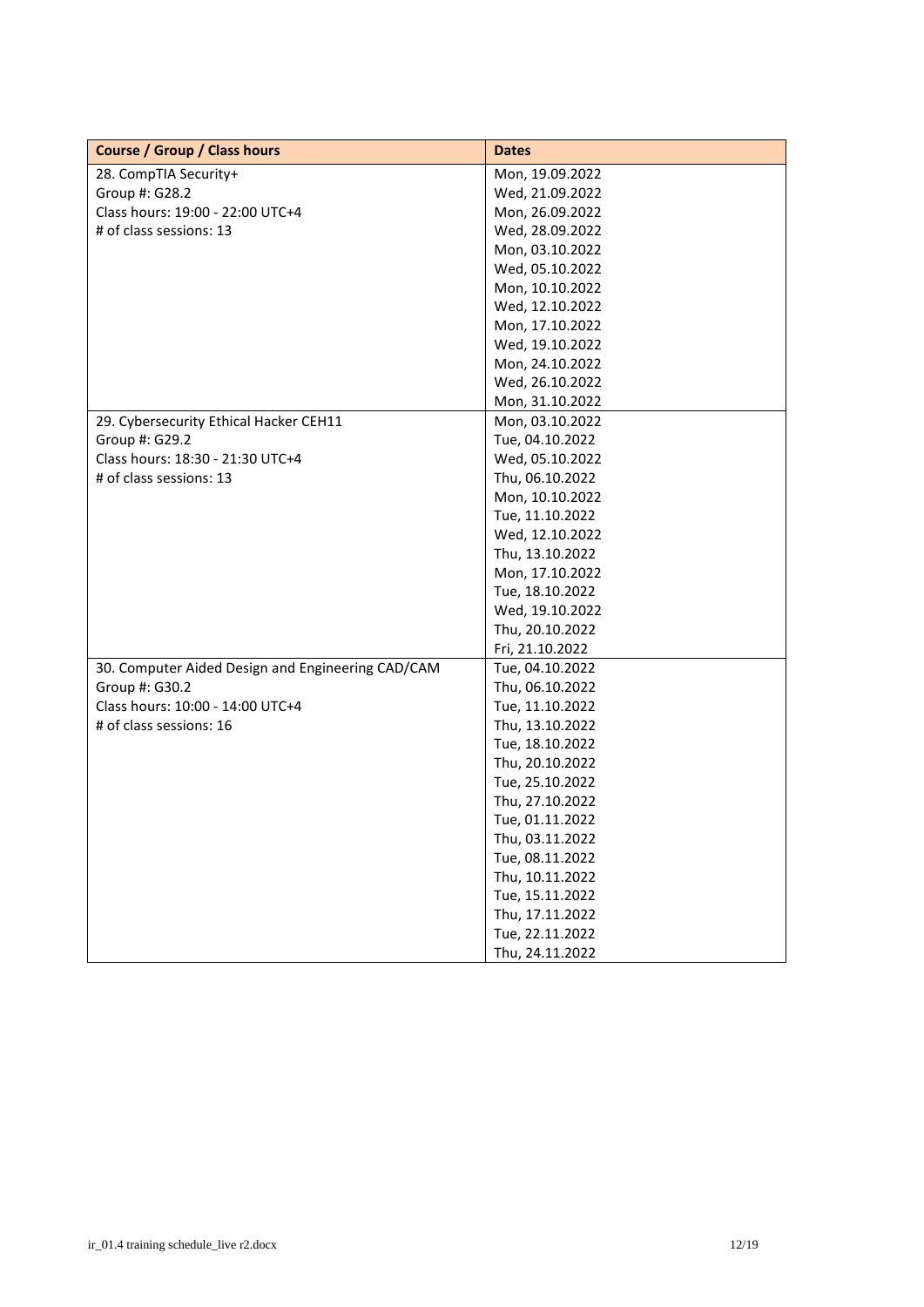| Course / Group / Class hours | Dates |
|---|---|
| 28. CompTIA Security+<br>Group #: G28.2<br>Class hours: 19:00 - 22:00 UTC+4<br># of class sessions: 13 | Mon, 19.09.2022<br>Wed, 21.09.2022<br>Mon, 26.09.2022<br>Wed, 28.09.2022<br>Mon, 03.10.2022<br>Wed, 05.10.2022<br>Mon, 10.10.2022<br>Wed, 12.10.2022<br>Mon, 17.10.2022<br>Wed, 19.10.2022<br>Mon, 24.10.2022<br>Wed, 26.10.2022<br>Mon, 31.10.2022 |
| 29. Cybersecurity Ethical Hacker CEH11<br>Group #: G29.2<br>Class hours: 18:30 - 21:30 UTC+4<br># of class sessions: 13 | Mon, 03.10.2022<br>Tue, 04.10.2022<br>Wed, 05.10.2022<br>Thu, 06.10.2022<br>Mon, 10.10.2022<br>Tue, 11.10.2022<br>Wed, 12.10.2022<br>Thu, 13.10.2022<br>Mon, 17.10.2022<br>Tue, 18.10.2022<br>Wed, 19.10.2022<br>Thu, 20.10.2022<br>Fri, 21.10.2022 |
| 30. Computer Aided Design and Engineering CAD/CAM<br>Group #: G30.2<br>Class hours: 10:00 - 14:00 UTC+4<br># of class sessions: 16 | Tue, 04.10.2022<br>Thu, 06.10.2022<br>Tue, 11.10.2022<br>Thu, 13.10.2022<br>Tue, 18.10.2022<br>Thu, 20.10.2022<br>Tue, 25.10.2022<br>Thu, 27.10.2022<br>Tue, 01.11.2022<br>Thu, 03.11.2022<br>Tue, 08.11.2022<br>Thu, 10.11.2022<br>Tue, 15.11.2022<br>Thu, 17.11.2022<br>Tue, 22.11.2022<br>Thu, 24.11.2022 |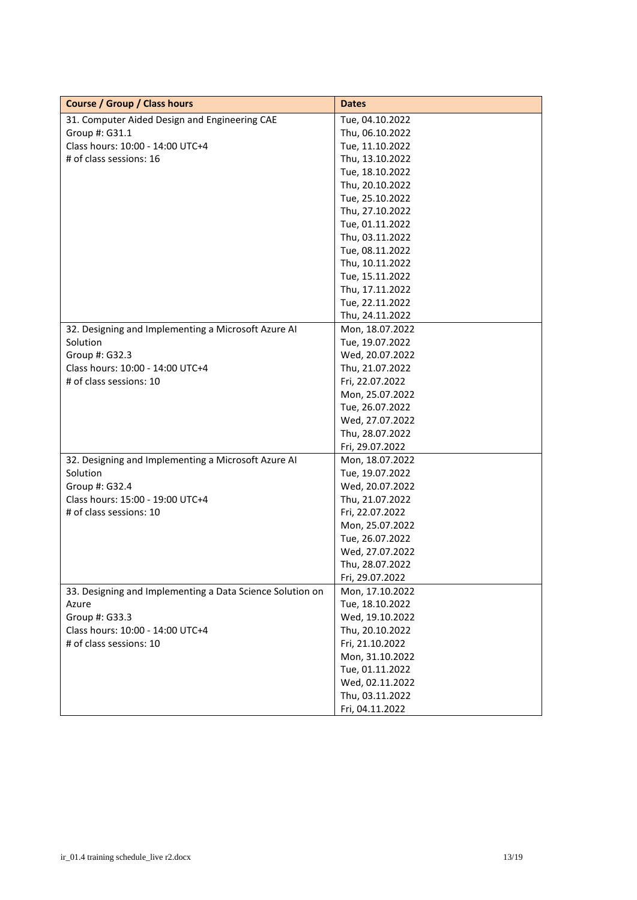| Course / Group / Class hours | Dates |
|---|---|
| 31. Computer Aided Design and Engineering CAE<br>Group #: G31.1<br>Class hours: 10:00 - 14:00 UTC+4<br># of class sessions: 16 | Tue, 04.10.2022<br>Thu, 06.10.2022<br>Tue, 11.10.2022<br>Thu, 13.10.2022<br>Tue, 18.10.2022<br>Thu, 20.10.2022<br>Tue, 25.10.2022<br>Thu, 27.10.2022<br>Tue, 01.11.2022<br>Thu, 03.11.2022<br>Tue, 08.11.2022<br>Thu, 10.11.2022<br>Tue, 15.11.2022<br>Thu, 17.11.2022<br>Tue, 22.11.2022<br>Thu, 24.11.2022 |
| 32. Designing and Implementing a Microsoft Azure AI Solution<br>Group #: G32.3<br>Class hours: 10:00 - 14:00 UTC+4<br># of class sessions: 10 | Mon, 18.07.2022<br>Tue, 19.07.2022<br>Wed, 20.07.2022<br>Thu, 21.07.2022<br>Fri, 22.07.2022<br>Mon, 25.07.2022<br>Tue, 26.07.2022<br>Wed, 27.07.2022<br>Thu, 28.07.2022<br>Fri, 29.07.2022 |
| 32. Designing and Implementing a Microsoft Azure AI Solution<br>Group #: G32.4<br>Class hours: 15:00 - 19:00 UTC+4<br># of class sessions: 10 | Mon, 18.07.2022<br>Tue, 19.07.2022<br>Wed, 20.07.2022<br>Thu, 21.07.2022<br>Fri, 22.07.2022<br>Mon, 25.07.2022<br>Tue, 26.07.2022<br>Wed, 27.07.2022<br>Thu, 28.07.2022<br>Fri, 29.07.2022 |
| 33. Designing and Implementing a Data Science Solution on Azure<br>Group #: G33.3<br>Class hours: 10:00 - 14:00 UTC+4<br># of class sessions: 10 | Mon, 17.10.2022<br>Tue, 18.10.2022<br>Wed, 19.10.2022<br>Thu, 20.10.2022<br>Fri, 21.10.2022<br>Mon, 31.10.2022<br>Tue, 01.11.2022<br>Wed, 02.11.2022<br>Thu, 03.11.2022<br>Fri, 04.11.2022 |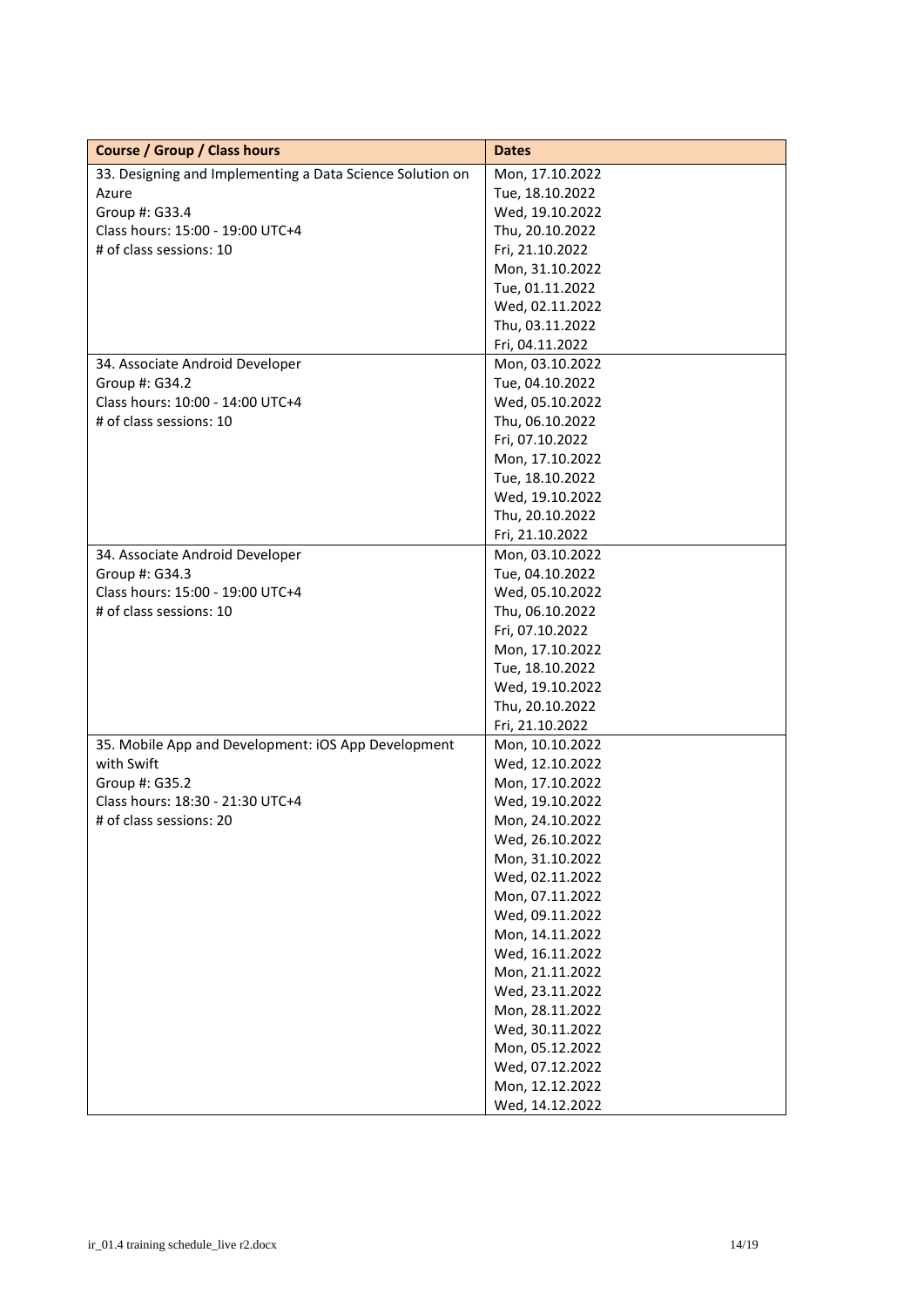| Course / Group / Class hours | Dates |
| --- | --- |
| 33. Designing and Implementing a Data Science Solution on Azure<br>Group #: G33.4<br>Class hours: 15:00 - 19:00 UTC+4<br># of class sessions: 10 | Mon, 17.10.2022<br>Tue, 18.10.2022<br>Wed, 19.10.2022<br>Thu, 20.10.2022<br>Fri, 21.10.2022<br>Mon, 31.10.2022<br>Tue, 01.11.2022<br>Wed, 02.11.2022<br>Thu, 03.11.2022<br>Fri, 04.11.2022 |
| 34. Associate Android Developer<br>Group #: G34.2<br>Class hours: 10:00 - 14:00 UTC+4<br># of class sessions: 10 | Mon, 03.10.2022<br>Tue, 04.10.2022<br>Wed, 05.10.2022<br>Thu, 06.10.2022<br>Fri, 07.10.2022<br>Mon, 17.10.2022<br>Tue, 18.10.2022<br>Wed, 19.10.2022<br>Thu, 20.10.2022<br>Fri, 21.10.2022 |
| 34. Associate Android Developer<br>Group #: G34.3<br>Class hours: 15:00 - 19:00 UTC+4<br># of class sessions: 10 | Mon, 03.10.2022<br>Tue, 04.10.2022<br>Wed, 05.10.2022<br>Thu, 06.10.2022<br>Fri, 07.10.2022<br>Mon, 17.10.2022<br>Tue, 18.10.2022<br>Wed, 19.10.2022<br>Thu, 20.10.2022<br>Fri, 21.10.2022 |
| 35. Mobile App and Development: iOS App Development with Swift<br>Group #: G35.2<br>Class hours: 18:30 - 21:30 UTC+4<br># of class sessions: 20 | Mon, 10.10.2022<br>Wed, 12.10.2022<br>Mon, 17.10.2022<br>Wed, 19.10.2022<br>Mon, 24.10.2022<br>Wed, 26.10.2022<br>Mon, 31.10.2022<br>Wed, 02.11.2022<br>Mon, 07.11.2022<br>Wed, 09.11.2022<br>Mon, 14.11.2022<br>Wed, 16.11.2022<br>Mon, 21.11.2022<br>Wed, 23.11.2022<br>Mon, 28.11.2022<br>Wed, 30.11.2022<br>Mon, 05.12.2022<br>Wed, 07.12.2022<br>Mon, 12.12.2022<br>Wed, 14.12.2022 |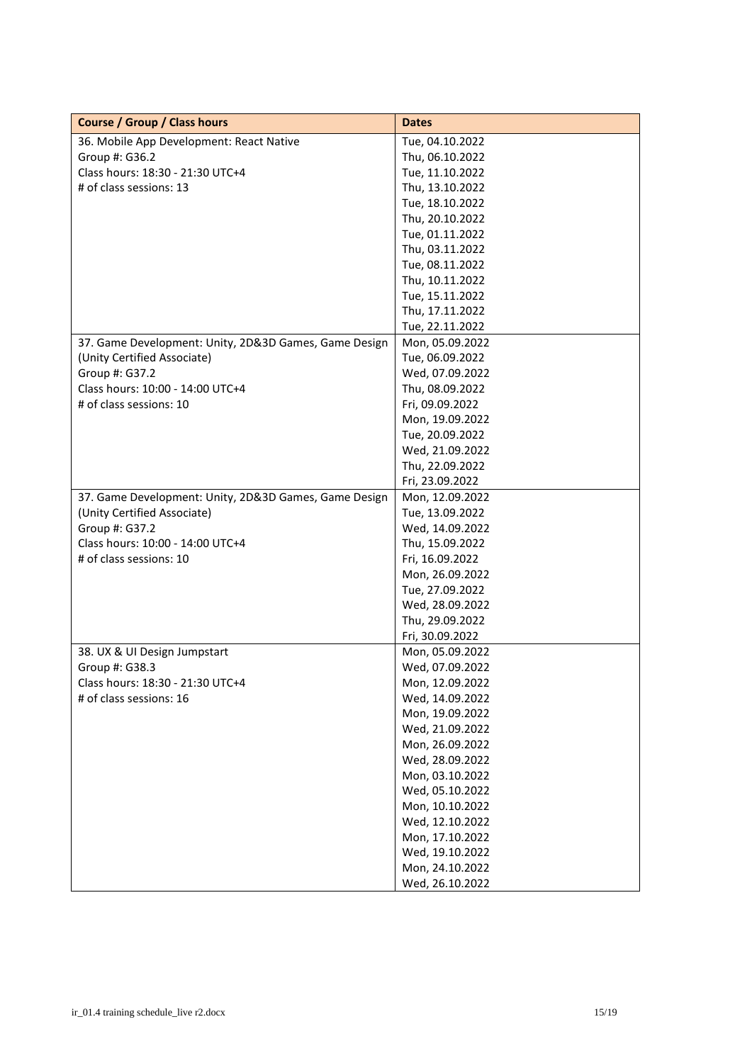| Course / Group / Class hours | Dates |
|---|---|
| 36. Mobile App Development: React Native<br>Group #: G36.2<br>Class hours: 18:30 - 21:30 UTC+4<br># of class sessions: 13 | Tue, 04.10.2022<br>Thu, 06.10.2022<br>Tue, 11.10.2022<br>Thu, 13.10.2022<br>Tue, 18.10.2022<br>Thu, 20.10.2022<br>Tue, 01.11.2022<br>Thu, 03.11.2022<br>Tue, 08.11.2022<br>Thu, 10.11.2022<br>Tue, 15.11.2022<br>Thu, 17.11.2022<br>Tue, 22.11.2022 |
| 37. Game Development: Unity, 2D&3D Games, Game Design (Unity Certified Associate)<br>Group #: G37.2<br>Class hours: 10:00 - 14:00 UTC+4<br># of class sessions: 10 | Mon, 05.09.2022<br>Tue, 06.09.2022<br>Wed, 07.09.2022<br>Thu, 08.09.2022<br>Fri, 09.09.2022<br>Mon, 19.09.2022<br>Tue, 20.09.2022<br>Wed, 21.09.2022<br>Thu, 22.09.2022<br>Fri, 23.09.2022 |
| 37. Game Development: Unity, 2D&3D Games, Game Design (Unity Certified Associate)<br>Group #: G37.2<br>Class hours: 10:00 - 14:00 UTC+4<br># of class sessions: 10 | Mon, 12.09.2022<br>Tue, 13.09.2022<br>Wed, 14.09.2022<br>Thu, 15.09.2022<br>Fri, 16.09.2022<br>Mon, 26.09.2022<br>Tue, 27.09.2022<br>Wed, 28.09.2022<br>Thu, 29.09.2022<br>Fri, 30.09.2022 |
| 38. UX & UI Design Jumpstart<br>Group #: G38.3<br>Class hours: 18:30 - 21:30 UTC+4<br># of class sessions: 16 | Mon, 05.09.2022<br>Wed, 07.09.2022<br>Mon, 12.09.2022<br>Wed, 14.09.2022<br>Mon, 19.09.2022<br>Wed, 21.09.2022<br>Mon, 26.09.2022<br>Wed, 28.09.2022<br>Mon, 03.10.2022<br>Wed, 05.10.2022<br>Mon, 10.10.2022<br>Wed, 12.10.2022<br>Mon, 17.10.2022<br>Wed, 19.10.2022<br>Mon, 24.10.2022<br>Wed, 26.10.2022 |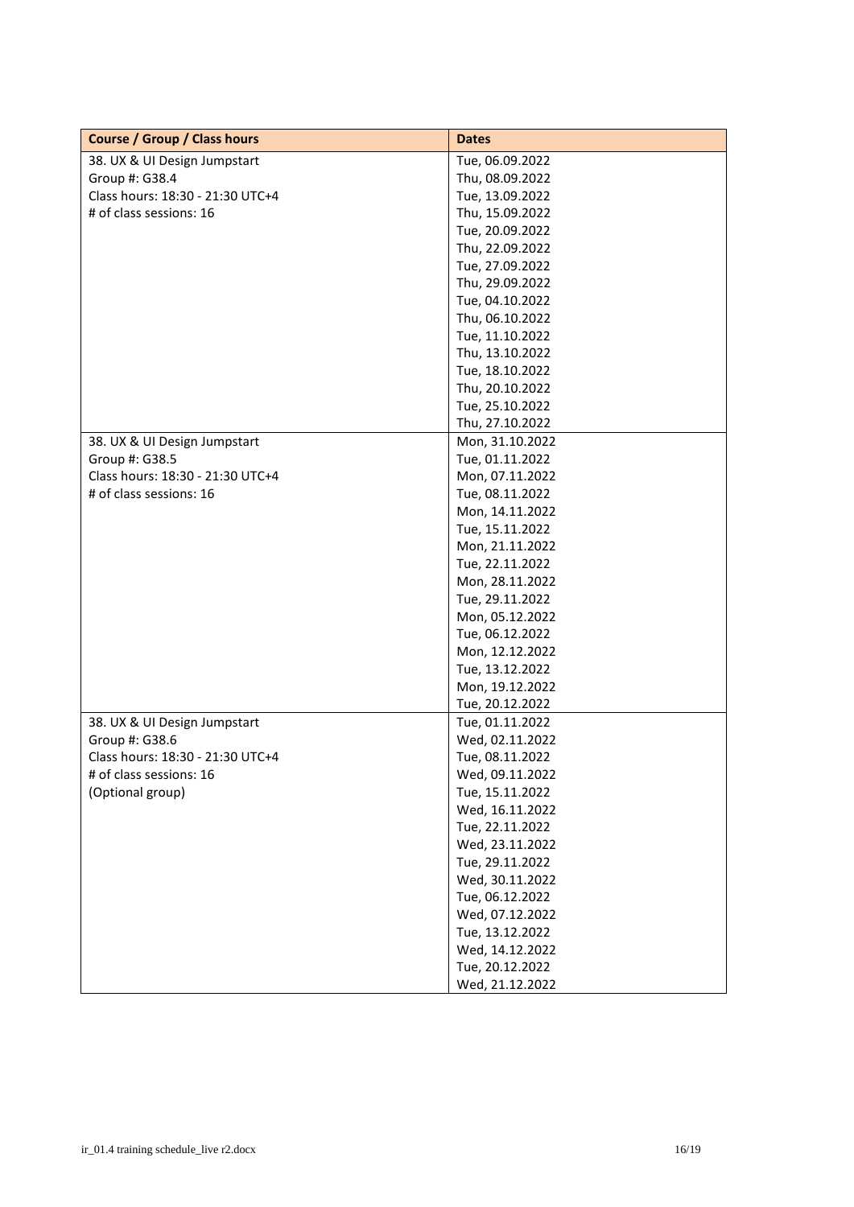| Course / Group / Class hours | Dates |
| --- | --- |
| 38. UX & UI Design Jumpstart<br>Group #: G38.4<br>Class hours: 18:30 - 21:30 UTC+4<br># of class sessions: 16 | Tue, 06.09.2022<br>Thu, 08.09.2022<br>Tue, 13.09.2022<br>Thu, 15.09.2022<br>Tue, 20.09.2022<br>Thu, 22.09.2022<br>Tue, 27.09.2022<br>Thu, 29.09.2022<br>Tue, 04.10.2022<br>Thu, 06.10.2022<br>Tue, 11.10.2022<br>Thu, 13.10.2022<br>Tue, 18.10.2022<br>Thu, 20.10.2022<br>Tue, 25.10.2022<br>Thu, 27.10.2022 |
| 38. UX & UI Design Jumpstart<br>Group #: G38.5<br>Class hours: 18:30 - 21:30 UTC+4<br># of class sessions: 16 | Mon, 31.10.2022<br>Tue, 01.11.2022<br>Mon, 07.11.2022<br>Tue, 08.11.2022<br>Mon, 14.11.2022<br>Tue, 15.11.2022<br>Mon, 21.11.2022<br>Tue, 22.11.2022<br>Mon, 28.11.2022<br>Tue, 29.11.2022<br>Mon, 05.12.2022<br>Tue, 06.12.2022<br>Mon, 12.12.2022<br>Tue, 13.12.2022<br>Mon, 19.12.2022<br>Tue, 20.12.2022 |
| 38. UX & UI Design Jumpstart<br>Group #: G38.6<br>Class hours: 18:30 - 21:30 UTC+4<br># of class sessions: 16<br>(Optional group) | Tue, 01.11.2022<br>Wed, 02.11.2022<br>Tue, 08.11.2022<br>Wed, 09.11.2022<br>Tue, 15.11.2022<br>Wed, 16.11.2022<br>Tue, 22.11.2022<br>Wed, 23.11.2022<br>Tue, 29.11.2022<br>Wed, 30.11.2022<br>Tue, 06.12.2022<br>Wed, 07.12.2022<br>Tue, 13.12.2022<br>Wed, 14.12.2022<br>Tue, 20.12.2022<br>Wed, 21.12.2022 |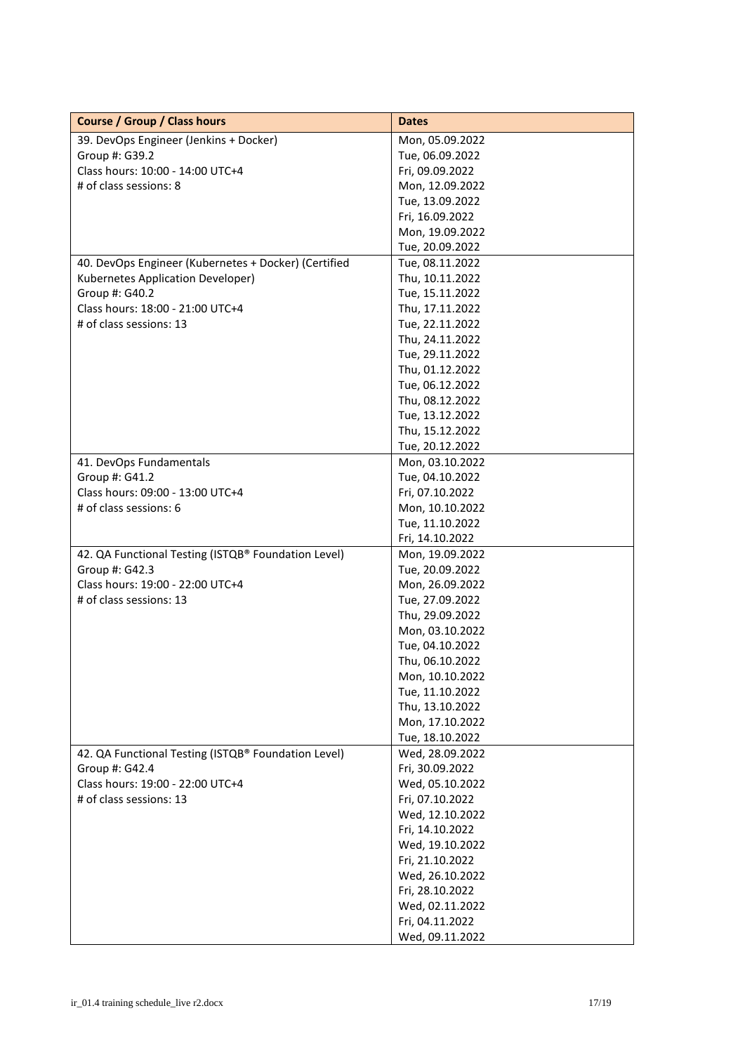| Course / Group / Class hours | Dates |
|---|---|
| 39. DevOps Engineer (Jenkins + Docker)<br>Group #: G39.2<br>Class hours: 10:00 - 14:00 UTC+4<br># of class sessions: 8 | Mon, 05.09.2022<br>Tue, 06.09.2022<br>Fri, 09.09.2022<br>Mon, 12.09.2022<br>Tue, 13.09.2022<br>Fri, 16.09.2022<br>Mon, 19.09.2022<br>Tue, 20.09.2022 |
| 40. DevOps Engineer (Kubernetes + Docker) (Certified Kubernetes Application Developer)<br>Group #: G40.2<br>Class hours: 18:00 - 21:00 UTC+4<br># of class sessions: 13 | Tue, 08.11.2022<br>Thu, 10.11.2022<br>Tue, 15.11.2022<br>Thu, 17.11.2022<br>Tue, 22.11.2022<br>Thu, 24.11.2022<br>Tue, 29.11.2022<br>Thu, 01.12.2022<br>Tue, 06.12.2022<br>Thu, 08.12.2022<br>Tue, 13.12.2022<br>Thu, 15.12.2022<br>Tue, 20.12.2022 |
| 41. DevOps Fundamentals<br>Group #: G41.2<br>Class hours: 09:00 - 13:00 UTC+4<br># of class sessions: 6 | Mon, 03.10.2022<br>Tue, 04.10.2022<br>Fri, 07.10.2022<br>Mon, 10.10.2022<br>Tue, 11.10.2022<br>Fri, 14.10.2022 |
| 42. QA Functional Testing (ISTQB® Foundation Level)<br>Group #: G42.3<br>Class hours: 19:00 - 22:00 UTC+4<br># of class sessions: 13 | Mon, 19.09.2022<br>Tue, 20.09.2022<br>Mon, 26.09.2022<br>Tue, 27.09.2022<br>Thu, 29.09.2022<br>Mon, 03.10.2022<br>Tue, 04.10.2022<br>Thu, 06.10.2022<br>Mon, 10.10.2022<br>Tue, 11.10.2022<br>Thu, 13.10.2022<br>Mon, 17.10.2022<br>Tue, 18.10.2022 |
| 42. QA Functional Testing (ISTQB® Foundation Level)<br>Group #: G42.4<br>Class hours: 19:00 - 22:00 UTC+4<br># of class sessions: 13 | Wed, 28.09.2022<br>Fri, 30.09.2022<br>Wed, 05.10.2022<br>Fri, 07.10.2022<br>Wed, 12.10.2022<br>Fri, 14.10.2022<br>Wed, 19.10.2022<br>Fri, 21.10.2022<br>Wed, 26.10.2022<br>Fri, 28.10.2022<br>Wed, 02.11.2022<br>Fri, 04.11.2022<br>Wed, 09.11.2022 |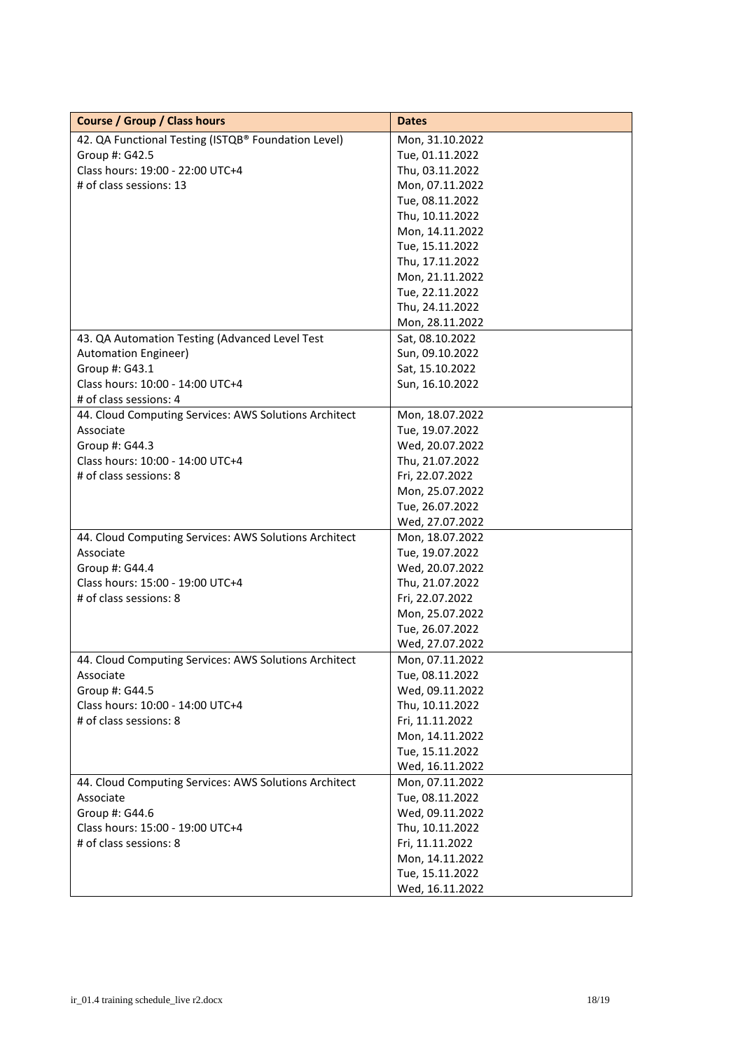| Course / Group / Class hours | Dates |
|---|---|
| 42. QA Functional Testing (ISTQB® Foundation Level)<br>Group #: G42.5<br>Class hours: 19:00 - 22:00 UTC+4<br># of class sessions: 13 | Mon, 31.10.2022<br>Tue, 01.11.2022<br>Thu, 03.11.2022<br>Mon, 07.11.2022<br>Tue, 08.11.2022<br>Thu, 10.11.2022<br>Mon, 14.11.2022<br>Tue, 15.11.2022<br>Thu, 17.11.2022<br>Mon, 21.11.2022<br>Tue, 22.11.2022<br>Thu, 24.11.2022<br>Mon, 28.11.2022 |
| 43. QA Automation Testing (Advanced Level Test Automation Engineer)<br>Group #: G43.1<br>Class hours: 10:00 - 14:00 UTC+4<br># of class sessions: 4 | Sat, 08.10.2022<br>Sun, 09.10.2022<br>Sat, 15.10.2022<br>Sun, 16.10.2022 |
| 44. Cloud Computing Services: AWS Solutions Architect Associate<br>Group #: G44.3<br>Class hours: 10:00 - 14:00 UTC+4<br># of class sessions: 8 | Mon, 18.07.2022<br>Tue, 19.07.2022<br>Wed, 20.07.2022<br>Thu, 21.07.2022<br>Fri, 22.07.2022<br>Mon, 25.07.2022<br>Tue, 26.07.2022<br>Wed, 27.07.2022 |
| 44. Cloud Computing Services: AWS Solutions Architect Associate<br>Group #: G44.4<br>Class hours: 15:00 - 19:00 UTC+4<br># of class sessions: 8 | Mon, 18.07.2022<br>Tue, 19.07.2022<br>Wed, 20.07.2022<br>Thu, 21.07.2022<br>Fri, 22.07.2022<br>Mon, 25.07.2022<br>Tue, 26.07.2022<br>Wed, 27.07.2022 |
| 44. Cloud Computing Services: AWS Solutions Architect Associate<br>Group #: G44.5<br>Class hours: 10:00 - 14:00 UTC+4<br># of class sessions: 8 | Mon, 07.11.2022<br>Tue, 08.11.2022<br>Wed, 09.11.2022<br>Thu, 10.11.2022<br>Fri, 11.11.2022<br>Mon, 14.11.2022<br>Tue, 15.11.2022<br>Wed, 16.11.2022 |
| 44. Cloud Computing Services: AWS Solutions Architect Associate<br>Group #: G44.6<br>Class hours: 15:00 - 19:00 UTC+4<br># of class sessions: 8 | Mon, 07.11.2022<br>Tue, 08.11.2022<br>Wed, 09.11.2022<br>Thu, 10.11.2022<br>Fri, 11.11.2022<br>Mon, 14.11.2022<br>Tue, 15.11.2022<br>Wed, 16.11.2022 |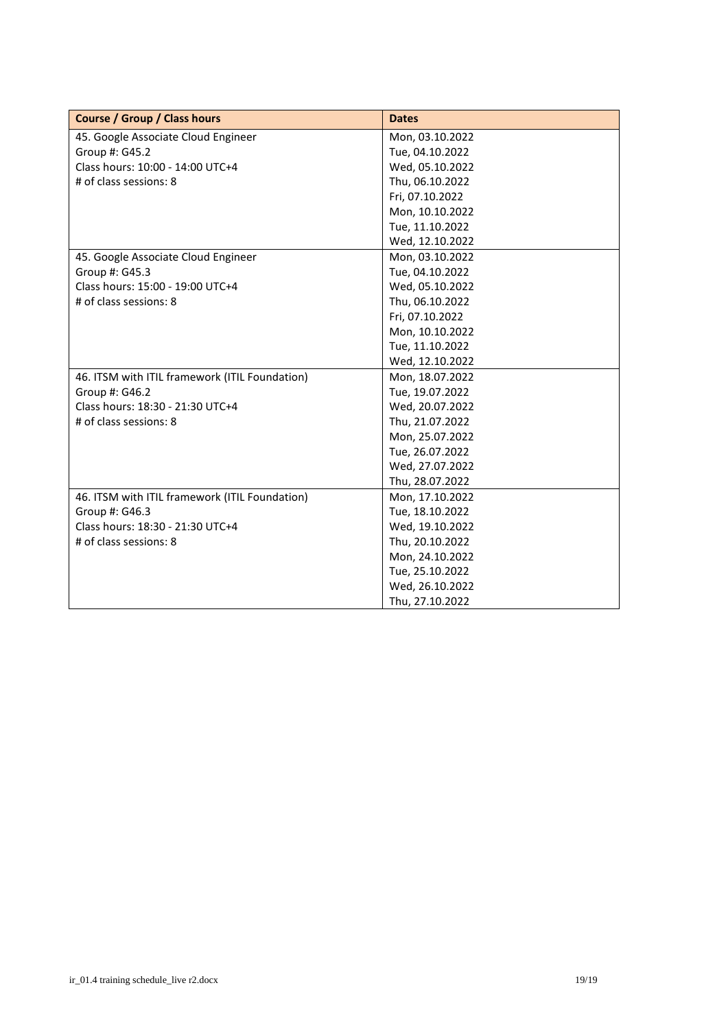| Course / Group / Class hours | Dates |
|---|---|
| 45. Google Associate Cloud Engineer<br>Group #: G45.2<br>Class hours: 10:00 - 14:00 UTC+4<br># of class sessions: 8 | Mon, 03.10.2022<br>Tue, 04.10.2022<br>Wed, 05.10.2022<br>Thu, 06.10.2022<br>Fri, 07.10.2022<br>Mon, 10.10.2022<br>Tue, 11.10.2022<br>Wed, 12.10.2022 |
| 45. Google Associate Cloud Engineer<br>Group #: G45.3<br>Class hours: 15:00 - 19:00 UTC+4<br># of class sessions: 8 | Mon, 03.10.2022<br>Tue, 04.10.2022<br>Wed, 05.10.2022<br>Thu, 06.10.2022<br>Fri, 07.10.2022<br>Mon, 10.10.2022<br>Tue, 11.10.2022<br>Wed, 12.10.2022 |
| 46. ITSM with ITIL framework (ITIL Foundation)<br>Group #: G46.2<br>Class hours: 18:30 - 21:30 UTC+4<br># of class sessions: 8 | Mon, 18.07.2022<br>Tue, 19.07.2022<br>Wed, 20.07.2022<br>Thu, 21.07.2022<br>Mon, 25.07.2022<br>Tue, 26.07.2022<br>Wed, 27.07.2022<br>Thu, 28.07.2022 |
| 46. ITSM with ITIL framework (ITIL Foundation)<br>Group #: G46.3<br>Class hours: 18:30 - 21:30 UTC+4<br># of class sessions: 8 | Mon, 17.10.2022<br>Tue, 18.10.2022<br>Wed, 19.10.2022<br>Thu, 20.10.2022<br>Mon, 24.10.2022<br>Tue, 25.10.2022<br>Wed, 26.10.2022<br>Thu, 27.10.2022 |